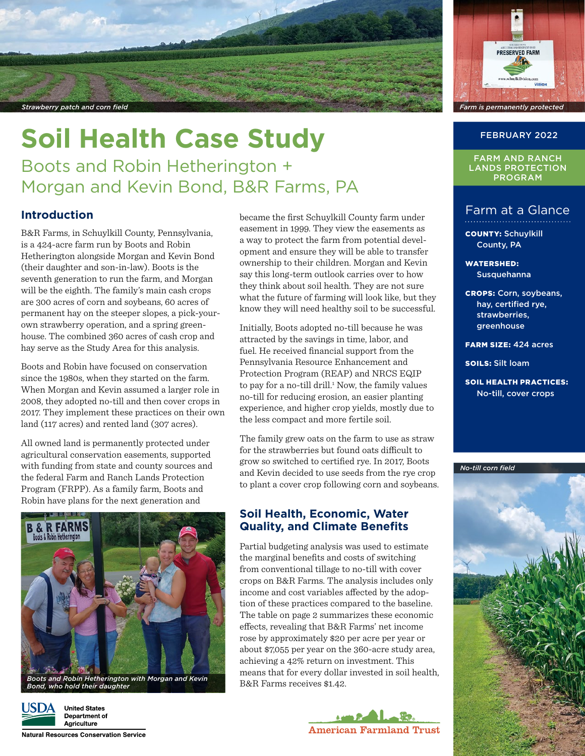Strawberry patch and corn field

Farm is permanently protected

# Soil Health Case Study

## Boots and Robin Hetherington + Morgan and Kevin Bond, B&R Farms, PA

FEBRUARY 2022

FARM AND RANCH LANDS PROTECTION PROGRAM

### Farm at a Glance

**COUNTY:** Schuylkill County, PA

**WATERSHED:** Susquehanna

**CROPS:** Corn, soybeans, hay, certified rye, strawberries, greenhouse

**FARM SIZE:** 424 acres

**SOILS:** Silt loam

**SOIL HEALTH PRACTICES:** No-till, cover crops

### Introduction

B&R Farms, in Schuylkill County, Pennsylvania, is a 424-acre farm run by Boots and Robin Hetherington alongside Morgan and Kevin Bond (their daughter and son-in-law). Boots is the seventh generation to run the farm, and Morgan will be the eighth. The family's main cash crops are 300 acres of corn and soybeans, 60 acres of permanent hay on the steeper slopes, a pick-your-own strawberry operation, and a spring greenhouse. The combined 360 acres of cash crop and hay serve as the Study Area for this analysis.

Boots and Robin have focused on conservation since the 1980s, when they started on the farm. When Morgan and Kevin assumed a larger role in 2008, they adopted no-till and then cover crops in 2017. They implement these practices on their own land (117 acres) and rented land (307 acres).

All owned land is permanently protected under agricultural conservation easements, supported with funding from state and county sources and the federal Farm and Ranch Lands Protection Program (FRPP). As a family farm, Boots and Robin have plans for the next generation and became the first Schuylkill County farm under easement in 1999. They view the easements as a way to protect the farm from potential development and ensure they will be able to transfer ownership to their children. Morgan and Kevin say this long-term outlook carries over to how they think about soil health. They are not sure what the future of farming will look like, but they know they will need healthy soil to be successful.

Boots and Robin Hetherington with Morgan and Kevin Bond, who hold their daughter

Initially, Boots adopted no-till because he was attracted by the savings in time, labor, and fuel. He received financial support from the Pennsylvania Resource Enhancement and Protection Program (REAP) and NRCS EQIP to pay for a no-till drill.[1] Now, the family values no-till for reducing erosion, an easier planting experience, and higher crop yields, mostly due to the less compact and more fertile soil.

The family grew oats on the farm to use as straw for the strawberries but found oats difficult to grow so switched to certified rye. In 2017, Boots and Kevin decided to use seeds from the rye crop to plant a cover crop following corn and soybeans.

### Soil Health, Economic, Water Quality, and Climate Benefits

Partial budgeting analysis was used to estimate the marginal benefits and costs of switching from conventional tillage to no-till with cover crops on B&R Farms. The analysis includes only income and cost variables affected by the adoption of these practices compared to the baseline. The table on page 2 summarizes these economic effects, revealing that B&R Farms' net income rose by approximately $20 per acre per year or about $7,055 per year on the 360-acre study area, achieving a 42% return on investment. This means that for every dollar invested in soil health, B&R Farms receives $1.42.

No-till corn field

United States Department of Agriculture

Natural Resources Conservation Service

American Farmland Trust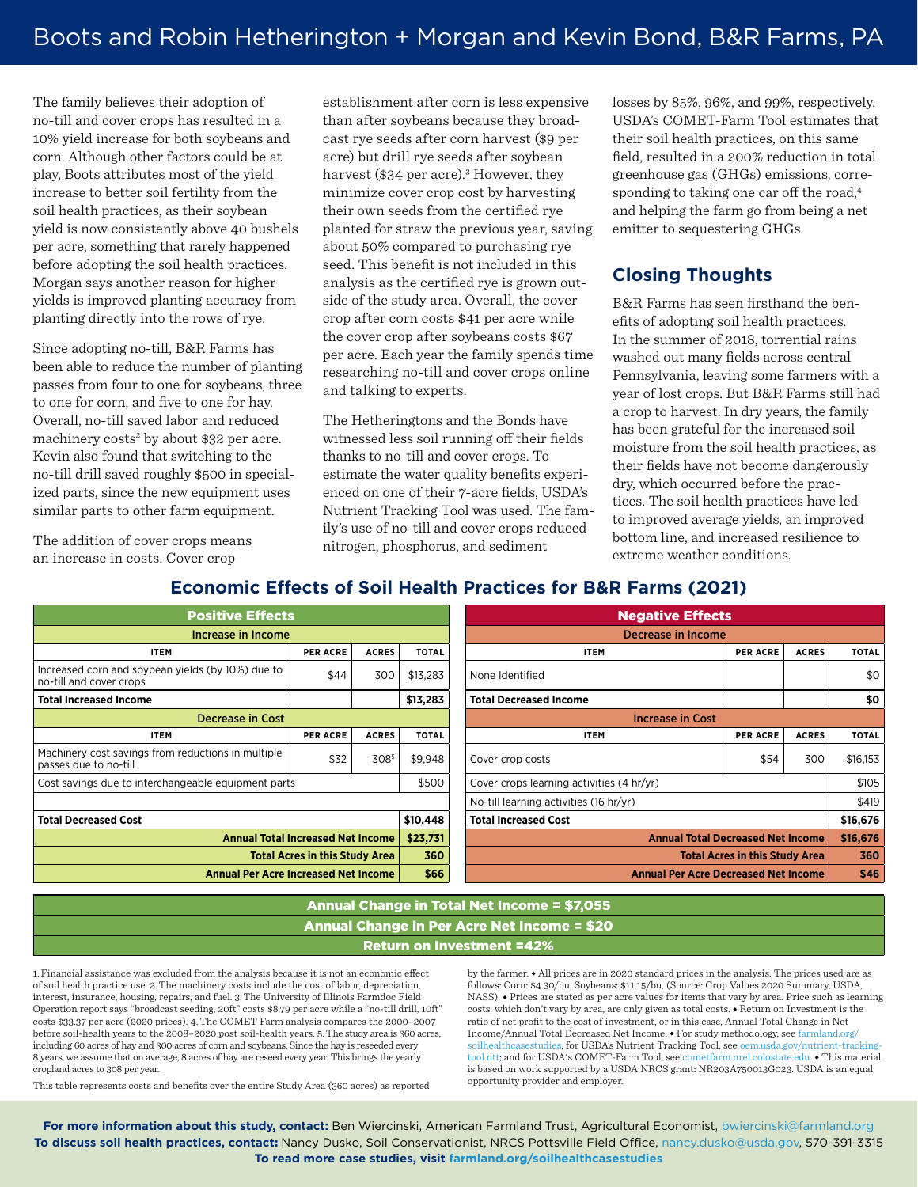# Boots and Robin Hetherington + Morgan and Kevin Bond, B&R Farms, PA

The family believes their adoption of no-till and cover crops has resulted in a 10% yield increase for both soybeans and corn. Although other factors could be at play, Boots attributes most of the yield increase to better soil fertility from the soil health practices, as their soybean yield is now consistently above 40 bushels per acre, something that rarely happened before adopting the soil health practices. Morgan says another reason for higher yields is improved planting accuracy from planting directly into the rows of rye.

Since adopting no-till, B&R Farms has been able to reduce the number of planting passes from four to one for soybeans, three to one for corn, and five to one for hay. Overall, no-till saved labor and reduced machinery costs[2] by about $32 per acre. Kevin also found that switching to the no-till drill saved roughly $500 in specialized parts, since the new equipment uses similar parts to other farm equipment.

The addition of cover crops means an increase in costs. Cover crop establishment after corn is less expensive than after soybeans because they broadcast rye seeds after corn harvest ($9 per acre) but drill rye seeds after soybean harvest ($34 per acre).[3] However, they minimize cover crop cost by harvesting their own seeds from the certified rye planted for straw the previous year, saving about 50% compared to purchasing rye seed. This benefit is not included in this analysis as the certified rye is grown outside of the study area. Overall, the cover crop after corn costs $41 per acre while the cover crop after soybeans costs $67 per acre. Each year the family spends time researching no-till and cover crops online and talking to experts.

The Hetheringtons and the Bonds have witnessed less soil running off their fields thanks to no-till and cover crops. To estimate the water quality benefits experienced on one of their 7-acre fields, USDA's Nutrient Tracking Tool was used. The family's use of no-till and cover crops reduced nitrogen, phosphorus, and sediment losses by 85%, 96%, and 99%, respectively. USDA's COMET-Farm Tool estimates that their soil health practices, on this same field, resulted in a 200% reduction in total greenhouse gas (GHGs) emissions, corresponding to taking one car off the road,[4] and helping the farm go from being a net emitter to sequestering GHGs.

## Closing Thoughts

B&R Farms has seen firsthand the benefits of adopting soil health practices. In the summer of 2018, torrential rains washed out many fields across central Pennsylvania, leaving some farmers with a year of lost crops. But B&R Farms still had a crop to harvest. In dry years, the family has been grateful for the increased soil moisture from the soil health practices, as their fields have not become dangerously dry, which occurred before the practices. The soil health practices have led to improved average yields, an improved bottom line, and increased resilience to extreme weather conditions.

## Economic Effects of Soil Health Practices for B&R Farms (2021)

| Positive Effects | | | |
|---|---|---|---|
| **Increase in Income** | | | |
| **ITEM** | **PER ACRE** | **ACRES** | **TOTAL** |
| Increased corn and soybean yields (by 10%) due to no-till and cover crops | $44 | 300 | $13,283 |
| **Total Increased Income** | | | **$13,283** |
| **Decrease in Cost** | | | |
| **ITEM** | **PER ACRE** | **ACRES** | **TOTAL** |
| Machinery cost savings from reductions in multiple passes due to no-till | $32 | 308[5] | $9,948 |
| Cost savings due to interchangeable equipment parts | | | $500 |
| **Total Decreased Cost** | | | **$10,448** |
| **Annual Total Increased Net Income** | | | **$23,731** |
| **Total Acres in this Study Area** | | | **360** |
| **Annual Per Acre Increased Net Income** | | | **$66** |

| Negative Effects | | | |
|---|---|---|---|
| **Decrease in Income** | | | |
| **ITEM** | **PER ACRE** | **ACRES** | **TOTAL** |
| None Identified | | | $0 |
| **Total Decreased Income** | | | **$0** |
| **Increase in Cost** | | | |
| **ITEM** | **PER ACRE** | **ACRES** | **TOTAL** |
| Cover crop costs | $54 | 300 | $16,153 |
| Cover crops learning activities (4 hr/yr) | | | $105 |
| No-till learning activities (16 hr/yr) | | | $419 |
| **Total Increased Cost** | | | **$16,676** |
| **Annual Total Decreased Net Income** | | | **$16,676** |
| **Total Acres in this Study Area** | | | **360** |
| **Annual Per Acre Decreased Net Income** | | | **$46** |

**Annual Change in Total Net Income = $7,055**

**Annual Change in Per Acre Net Income = $20**

**Return on Investment =42%**

1. Financial assistance was excluded from the analysis because it is not an economic effect of soil health practice use. 2. The machinery costs include the cost of labor, depreciation, interest, insurance, housing, repairs, and fuel. 3. The University of Illinois Farmdoc Field Operation report says "broadcast seeding, 20ft" costs $8.79 per acre while a "no-till drill, 10ft" costs $33.37 per acre (2020 prices). 4. The COMET Farm analysis compares the 2000–2007 before soil-health years to the 2008–2020 post soil-health years. 5. The study area is 360 acres, including 60 acres of hay and 300 acres of corn and soybeans. Since the hay is reseeded every 8 years, we assume that on average, 8 acres of hay are reseed every year. This brings the yearly cropland acres to 308 per year.

This table represents costs and benefits over the entire Study Area (360 acres) as reported by the farmer. • All prices are in 2020 standard prices in the analysis. The prices used are as follows: Corn: $4.30/bu, Soybeans: $11.15/bu, (Source: Crop Values 2020 Summary, USDA, NASS). • Prices are stated as per acre values for items that vary by area. Price such as learning costs, which don't vary by area, are only given as total costs. • Return on Investment is the ratio of net profit to the cost of investment, or in this case, Annual Total Change in Net Income/Annual Total Decreased Net Income. • For study methodology, see farmland.org/soilhealthcasestudies; for USDA's Nutrient Tracking Tool, see oem.usda.gov/nutrient-tracking-tool.ntt; and for USDA's COMET-Farm Tool, see cometfarm.nrel.colostate.edu. • This material is based on work supported by a USDA NRCS grant: NR203A750013G023. USDA is an equal opportunity provider and employer.

**For more information about this study, contact:** Ben Wiercinski, American Farmland Trust, Agricultural Economist, bwiercinski@farmland.org
**To discuss soil health practices, contact:** Nancy Dusko, Soil Conservationist, NRCS Pottsville Field Office, nancy.dusko@usda.gov, 570-391-3315
**To read more case studies, visit farmland.org/soilhealthcasestudies**